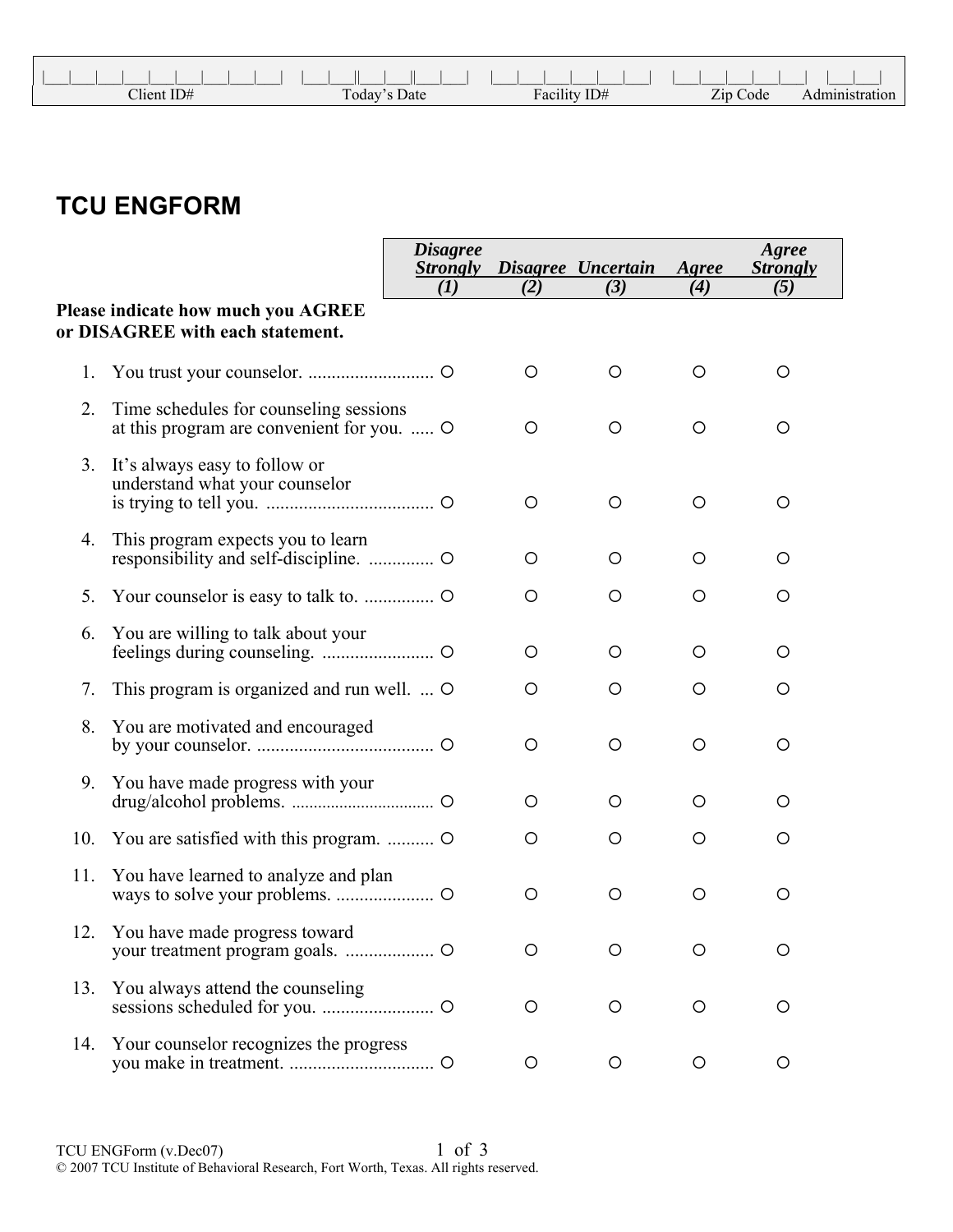| Client ID# | Today's Date | Facility ID# | Zip Code | Administration |
|---|---|---|---|---|
| | | | | |

# TCU ENGFORM

**Please indicate how much you AGREE or DISAGREE with each statement.**

| | Disagree Strongly (1) | Disagree (2) | Uncertain (3) | Agree (4) | Agree Strongly (5) |
|---|---|---|---|---|---|
| 1. You trust your counselor. | ○ | ○ | ○ | ○ | ○ |
| 2. Time schedules for counseling sessions at this program are convenient for you. | ○ | ○ | ○ | ○ | ○ |
| 3. It's always easy to follow or understand what your counselor is trying to tell you. | ○ | ○ | ○ | ○ | ○ |
| 4. This program expects you to learn responsibility and self-discipline. | ○ | ○ | ○ | ○ | ○ |
| 5. Your counselor is easy to talk to. | ○ | ○ | ○ | ○ | ○ |
| 6. You are willing to talk about your feelings during counseling. | ○ | ○ | ○ | ○ | ○ |
| 7. This program is organized and run well. | ○ | ○ | ○ | ○ | ○ |
| 8. You are motivated and encouraged by your counselor. | ○ | ○ | ○ | ○ | ○ |
| 9. You have made progress with your drug/alcohol problems. | ○ | ○ | ○ | ○ | ○ |
| 10. You are satisfied with this program. | ○ | ○ | ○ | ○ | ○ |
| 11. You have learned to analyze and plan ways to solve your problems. | ○ | ○ | ○ | ○ | ○ |
| 12. You have made progress toward your treatment program goals. | ○ | ○ | ○ | ○ | ○ |
| 13. You always attend the counseling sessions scheduled for you. | ○ | ○ | ○ | ○ | ○ |
| 14. Your counselor recognizes the progress you make in treatment. | ○ | ○ | ○ | ○ | ○ |

TCU ENGForm (v.Dec07)
© 2007 TCU Institute of Behavioral Research, Fort Worth, Texas. All rights reserved.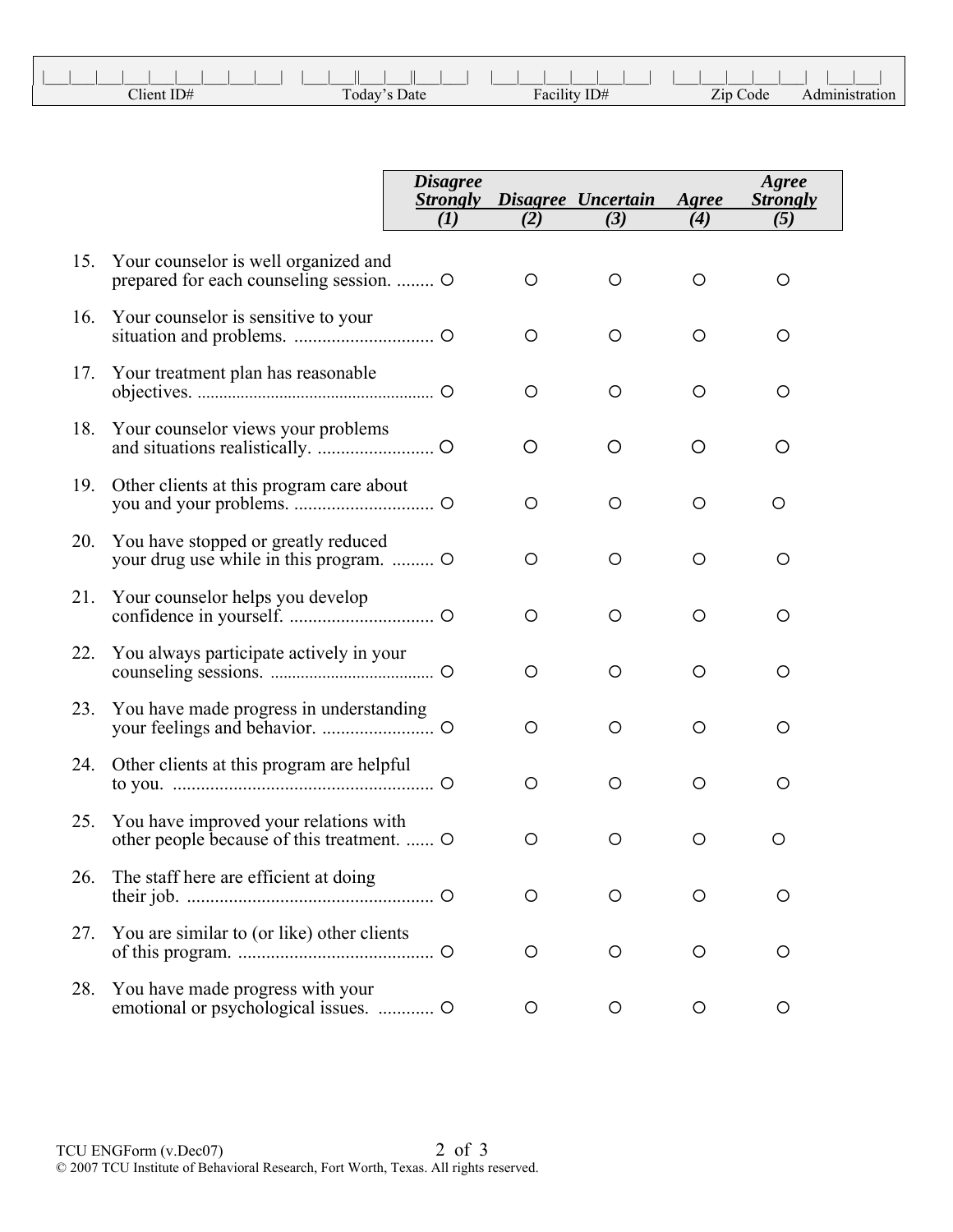| Client ID# | Today's Date | Facility ID# | Zip Code | Administration |
|---|---|---|---|---|
| \|\_\_\_\|\_\_\_\|\_\_\_\|\_\_\_\|\_\_\_\|\_\_\_\|\_\_\_\|\_\_\_\|\_\_\_\| | \|\_\_\_\|\_\_\_\|\|\_\_\_\|\_\_\_\|\|\_\_\_\|\_\_\_\| | \|\_\_\_\|\_\_\_\|\_\_\_\|\_\_\_\|\_\_\_\|\_\_\_\| | \|\_\_\_\|\_\_\_\|\_\_\_\|\_\_\_\|\_\_\_\| | \|\_\_\_\|\_\_\_\| |

| | | *Disagree Strongly (1)* | *Disagree (2)* | *Uncertain (3)* | *Agree (4)* | *Agree Strongly (5)* |
|---|---|---|---|---|---|---|
| 15. | Your counselor is well organized and prepared for each counseling session. ........ | ○ | ○ | ○ | ○ | ○ |
| 16. | Your counselor is sensitive to your situation and problems. .............................. | ○ | ○ | ○ | ○ | ○ |
| 17. | Your treatment plan has reasonable objectives. ...................................................... | ○ | ○ | ○ | ○ | ○ |
| 18. | Your counselor views your problems and situations realistically. ......................... | ○ | ○ | ○ | ○ | ○ |
| 19. | Other clients at this program care about you and your problems. .............................. | ○ | ○ | ○ | ○ | ○ |
| 20. | You have stopped or greatly reduced your drug use while in this program. ......... | ○ | ○ | ○ | ○ | ○ |
| 21. | Your counselor helps you develop confidence in yourself. ............................... | ○ | ○ | ○ | ○ | ○ |
| 22. | You always participate actively in your counseling sessions. ..................................... | ○ | ○ | ○ | ○ | ○ |
| 23. | You have made progress in understanding your feelings and behavior. ........................ | ○ | ○ | ○ | ○ | ○ |
| 24. | Other clients at this program are helpful to you. ........................................................ | ○ | ○ | ○ | ○ | ○ |
| 25. | You have improved your relations with other people because of this treatment. ...... | ○ | ○ | ○ | ○ | ○ |
| 26. | The staff here are efficient at doing their job. .................................................... | ○ | ○ | ○ | ○ | ○ |
| 27. | You are similar to (or like) other clients of this program. .......................................... | ○ | ○ | ○ | ○ | ○ |
| 28. | You have made progress with your emotional or psychological issues. ............ | ○ | ○ | ○ | ○ | ○ |

TCU ENGForm (v.Dec07)

© 2007 TCU Institute of Behavioral Research, Fort Worth, Texas. All rights reserved.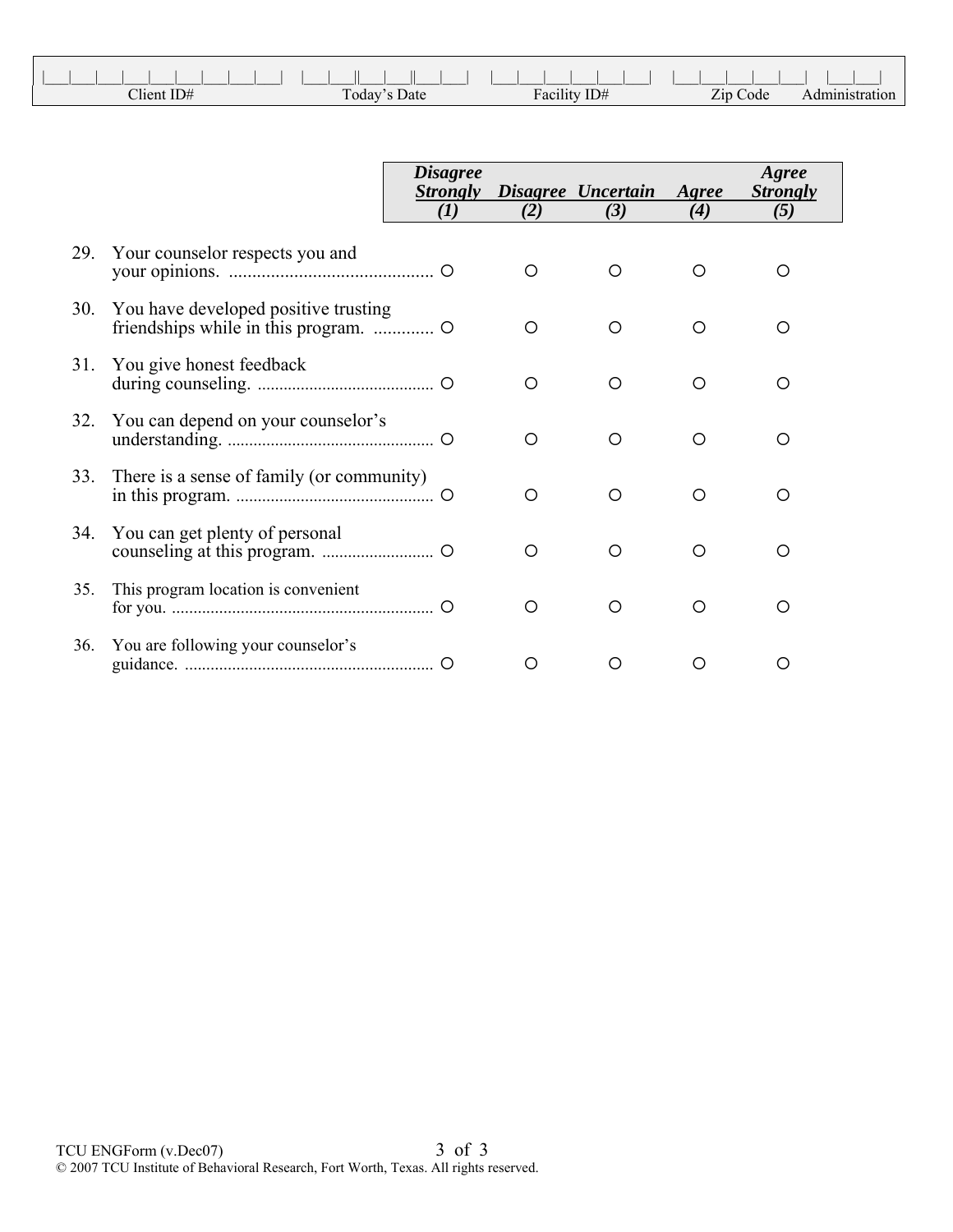| Client ID# | Today's Date | Facility ID# | Zip Code | Administration |
|---|---|---|---|---|
| \|\_\_\_\|\_\_\_\|\_\_\_\|\_\_\_\|\_\_\_\|\_\_\_\|\_\_\_\|\_\_\_\|\_\_\_\| | \|\_\_\_\|\_\_\_\|\|\_\_\_\|\_\_\_\|\|\_\_\_\|\_\_\_\| | \|\_\_\_\|\_\_\_\|\_\_\_\|\_\_\_\|\_\_\_\|\_\_\_\| | \|\_\_\_\|\_\_\_\|\_\_\_\|\_\_\_\|\_\_\_\| | \|\_\_\_\|\_\_\_\| |

| | *Disagree Strongly (1)* | *Disagree (2)* | *Uncertain (3)* | *Agree (4)* | *Agree Strongly (5)* |
|---|---|---|---|---|---|
| 29. Your counselor respects you and your opinions. | ○ | ○ | ○ | ○ | ○ |
| 30. You have developed positive trusting friendships while in this program. | ○ | ○ | ○ | ○ | ○ |
| 31. You give honest feedback during counseling. | ○ | ○ | ○ | ○ | ○ |
| 32. You can depend on your counselor's understanding. | ○ | ○ | ○ | ○ | ○ |
| 33. There is a sense of family (or community) in this program. | ○ | ○ | ○ | ○ | ○ |
| 34. You can get plenty of personal counseling at this program. | ○ | ○ | ○ | ○ | ○ |
| 35. This program location is convenient for you. | ○ | ○ | ○ | ○ | ○ |
| 36. You are following your counselor's guidance. | ○ | ○ | ○ | ○ | ○ |

TCU ENGForm (v.Dec07)

© 2007 TCU Institute of Behavioral Research, Fort Worth, Texas. All rights reserved.